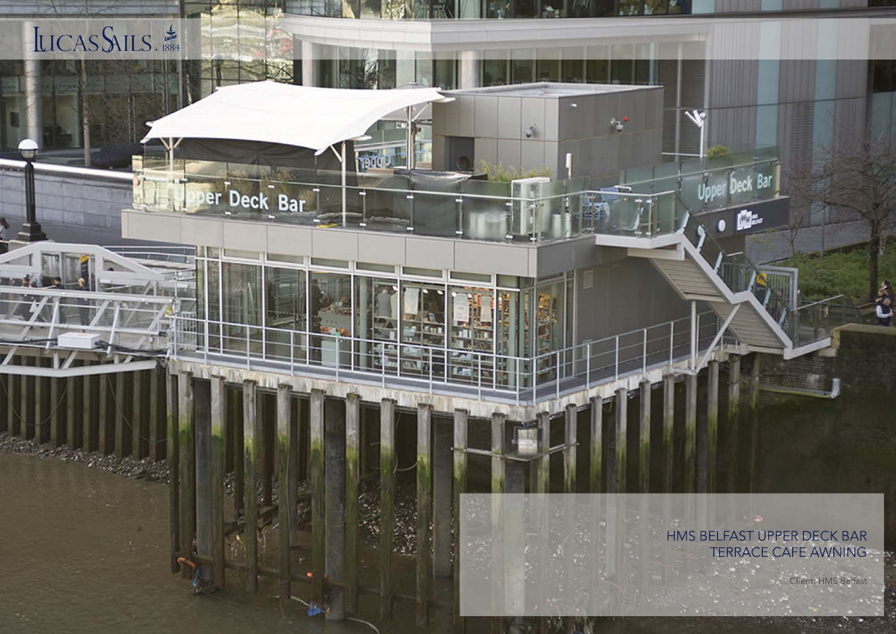LUCAS SAILS. 1884

## HMS BELFAST UPPER DECK BAR TERRACE CAFE AWNING

Client: HMS Belfast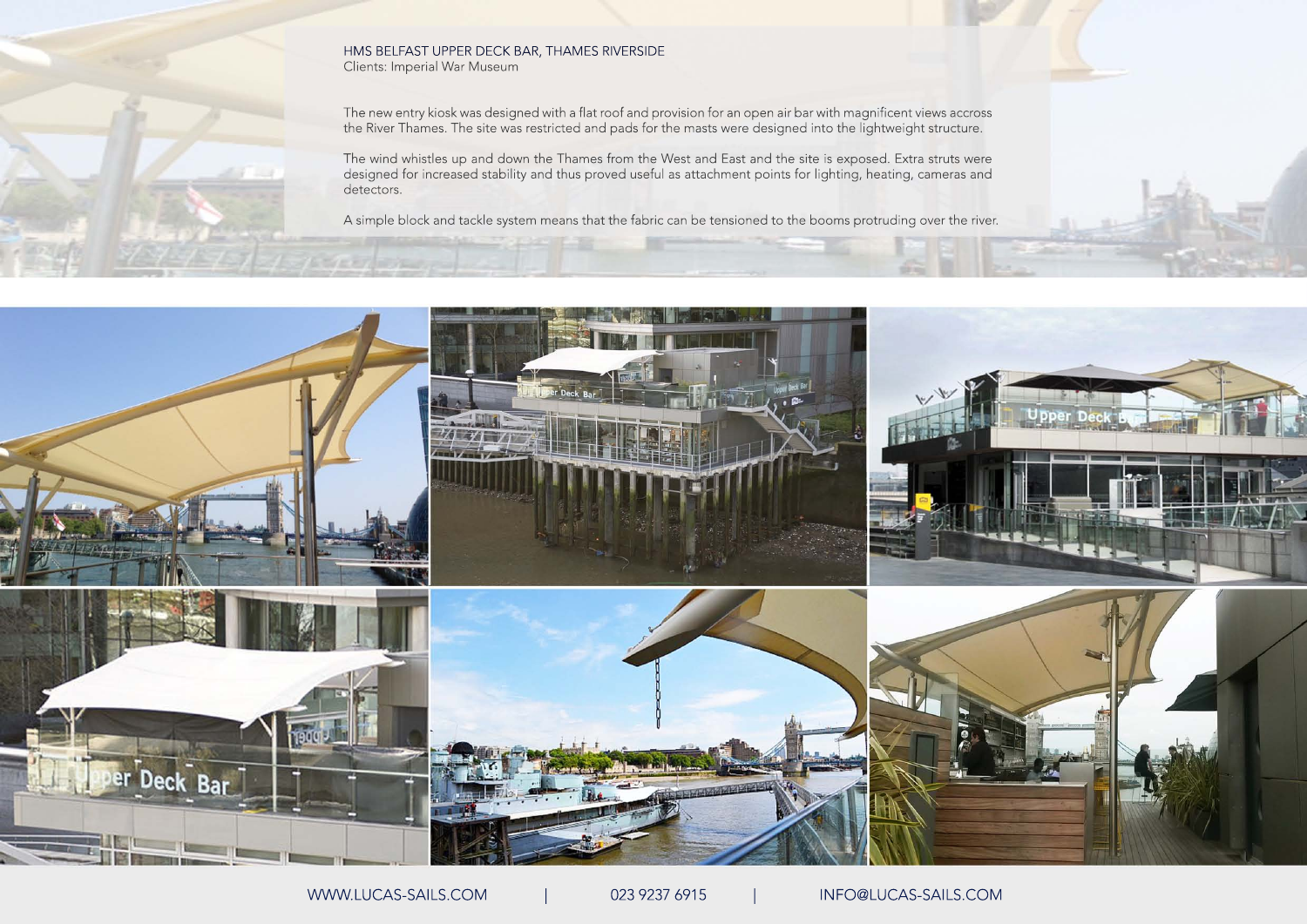# HMS BELFAST UPPER DECK BAR, THAMES RIVERSIDE

Clients: Imperial War Museum

The new entry kiosk was designed with a flat roof and provision for an open air bar with magnificent views accross the River Thames. The site was restricted and pads for the masts were designed into the lightweight structure.

The wind whistles up and down the Thames from the West and East and the site is exposed. Extra struts were designed for increased stability and thus proved useful as attachment points for lighting, heating, cameras and detectors.

A simple block and tackle system means that the fabric can be tensioned to the booms protruding over the river.

WWW.LUCAS-SAILS.COM | 023 9237 6915 | INFO@LUCAS-SAILS.COM